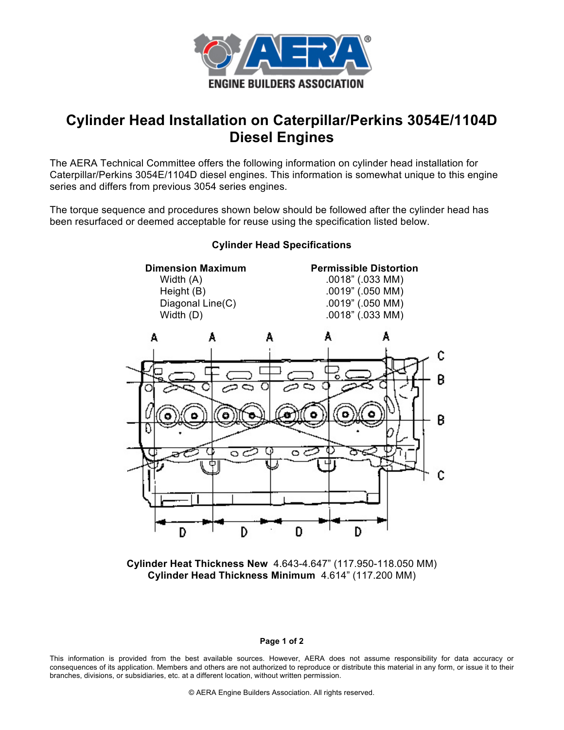# Cylinder Head Installation on Caterpillar/Perkins 3054E/1104D Diesel Engines

The AERA Technical Committee offers the following information on cylinder head installation for Caterpillar/Perkins 3054E/1104D diesel engines. This information is somewhat unique to this engine series and differs from previous 3054 series engines.

The torque sequence and procedures shown below should be followed after the cylinder head has been resurfaced or deemed acceptable for reuse using the specification listed below.

### Cylinder Head Specifications

| Dimension Maximum | Permissible Distortion |
|---|---|
| Width (A) | .0018” (.033 MM) |
| Height (B) | .0019” (.050 MM) |
| Diagonal Line(C) | .0019” (.050 MM) |
| Width (D) | .0018” (.033 MM) |

**Cylinder Heat Thickness New** 4.643-4.647” (117.950-118.050 MM)
**Cylinder Head Thickness Minimum** 4.614” (117.200 MM)

This information is provided from the best available sources. However, AERA does not assume responsibility for data accuracy or consequences of its application. Members and others are not authorized to reproduce or distribute this material in any form, or issue it to their branches, divisions, or subsidiaries, etc. at a different location, without written permission.

© AERA Engine Builders Association. All rights reserved.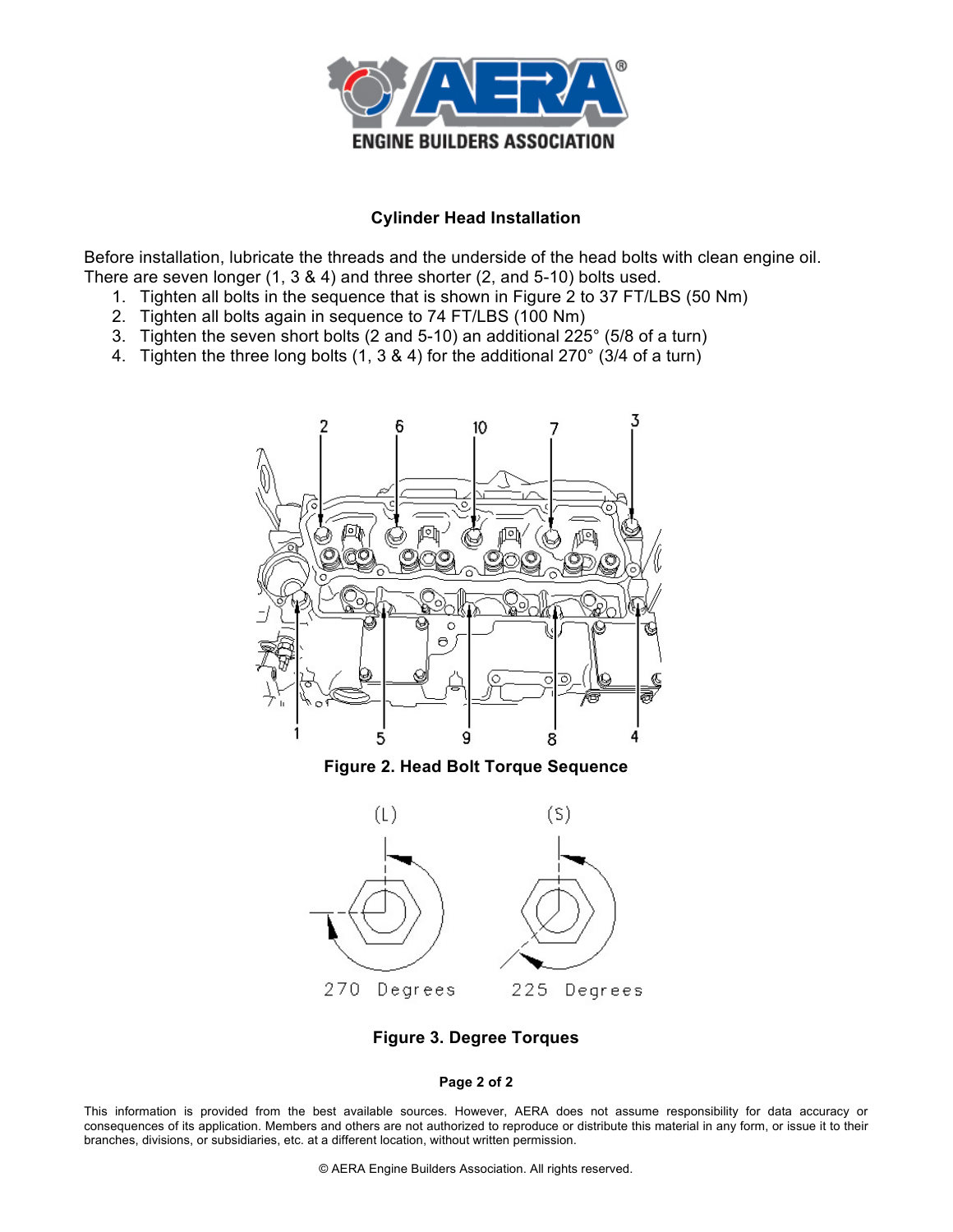**Cylinder Head Installation**

Before installation, lubricate the threads and the underside of the head bolts with clean engine oil. There are seven longer (1, 3 & 4) and three shorter (2, and 5-10) bolts used.

1. Tighten all bolts in the sequence that is shown in Figure 2 to 37 FT/LBS (50 Nm)
2. Tighten all bolts again in sequence to 74 FT/LBS (100 Nm)
3. Tighten the seven short bolts (2 and 5-10) an additional 225° (5/8 of a turn)
4. Tighten the three long bolts (1, 3 & 4) for the additional 270° (3/4 of a turn)

2
6
10
7
3
1
5
9
8
4

**Figure 2. Head Bolt Torque Sequence**

(L)
(S)
270 Degrees
225 Degrees

**Figure 3. Degree Torques**

This information is provided from the best available sources. However, AERA does not assume responsibility for data accuracy or consequences of its application. Members and others are not authorized to reproduce or distribute this material in any form, or issue it to their branches, divisions, or subsidiaries, etc. at a different location, without written permission.

© AERA Engine Builders Association. All rights reserved.